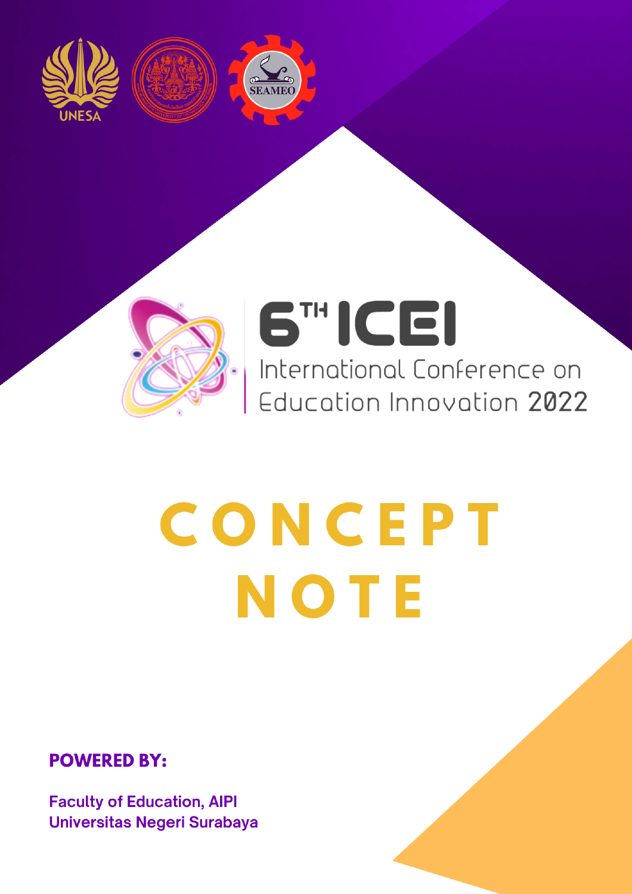UNESA

SEAMEO

# 6TH ICEI

International Conference on Education Innovation 2022

# CONCEPT NOTE

**POWERED BY:**

**Faculty of Education, AIPI**
**Universitas Negeri Surabaya**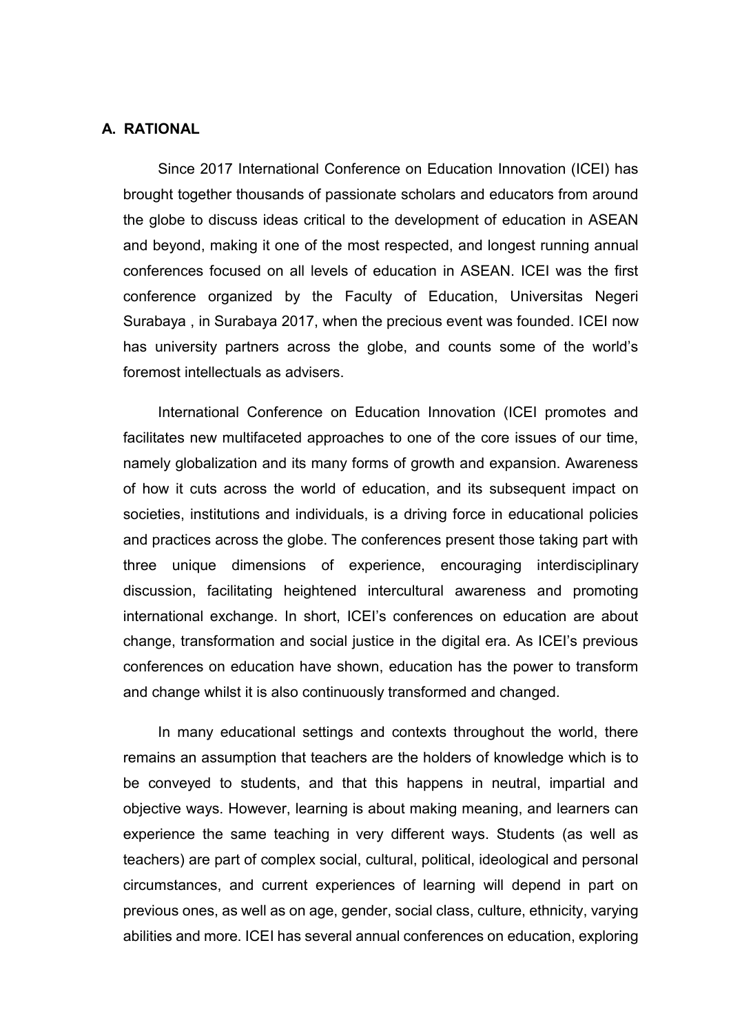## A. RATIONAL

Since 2017 International Conference on Education Innovation (ICEI) has brought together thousands of passionate scholars and educators from around the globe to discuss ideas critical to the development of education in ASEAN and beyond, making it one of the most respected, and longest running annual conferences focused on all levels of education in ASEAN. ICEI was the first conference organized by the Faculty of Education, Universitas Negeri Surabaya , in Surabaya 2017, when the precious event was founded. ICEI now has university partners across the globe, and counts some of the world's foremost intellectuals as advisers.

International Conference on Education Innovation (ICEI promotes and facilitates new multifaceted approaches to one of the core issues of our time, namely globalization and its many forms of growth and expansion. Awareness of how it cuts across the world of education, and its subsequent impact on societies, institutions and individuals, is a driving force in educational policies and practices across the globe. The conferences present those taking part with three unique dimensions of experience, encouraging interdisciplinary discussion, facilitating heightened intercultural awareness and promoting international exchange. In short, ICEI's conferences on education are about change, transformation and social justice in the digital era. As ICEI's previous conferences on education have shown, education has the power to transform and change whilst it is also continuously transformed and changed.

In many educational settings and contexts throughout the world, there remains an assumption that teachers are the holders of knowledge which is to be conveyed to students, and that this happens in neutral, impartial and objective ways. However, learning is about making meaning, and learners can experience the same teaching in very different ways. Students (as well as teachers) are part of complex social, cultural, political, ideological and personal circumstances, and current experiences of learning will depend in part on previous ones, as well as on age, gender, social class, culture, ethnicity, varying abilities and more. ICEI has several annual conferences on education, exploring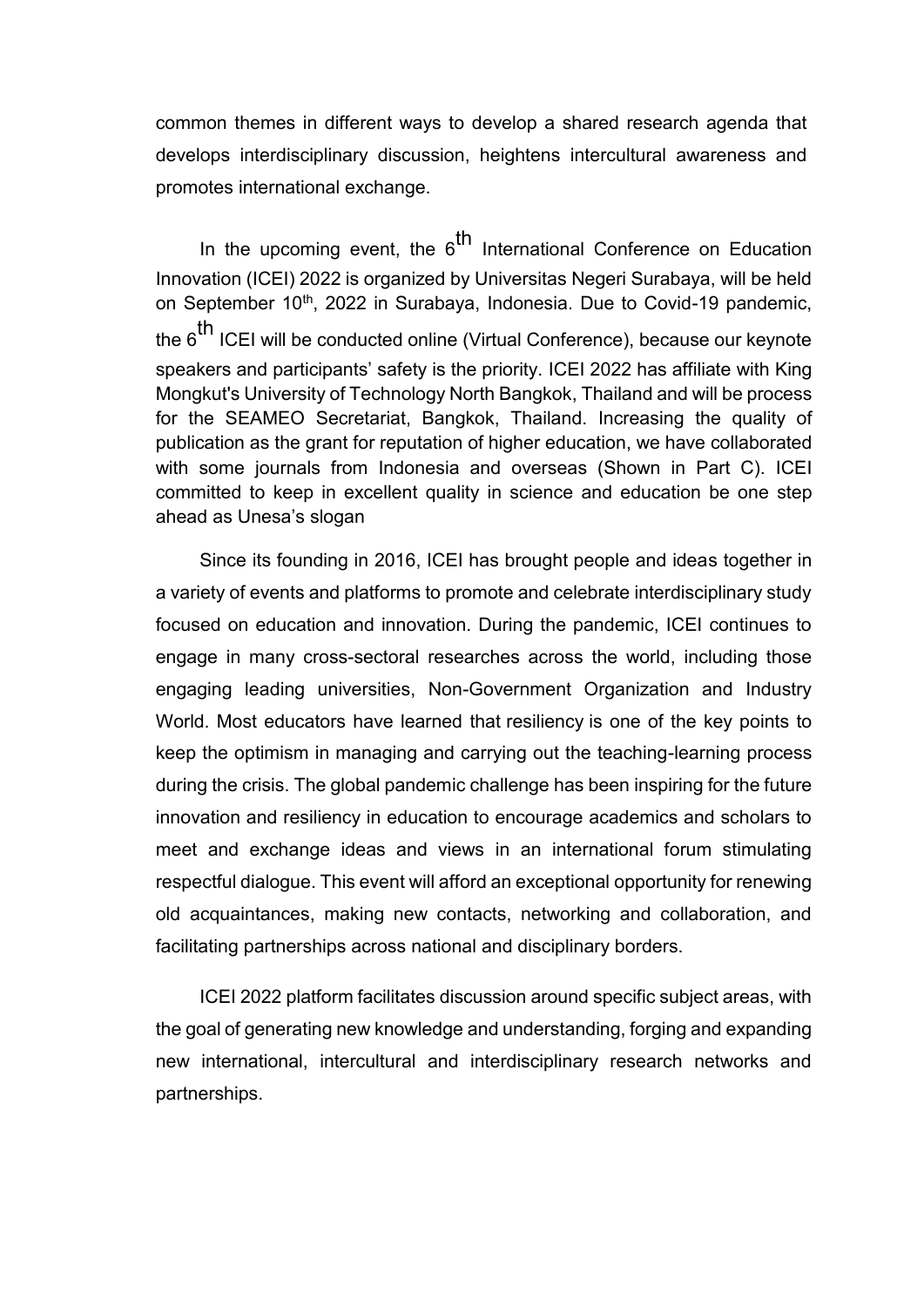common themes in different ways to develop a shared research agenda that develops interdisciplinary discussion, heightens intercultural awareness and promotes international exchange.

In the upcoming event, the 6th International Conference on Education Innovation (ICEI) 2022 is organized by Universitas Negeri Surabaya, will be held on September 10th, 2022 in Surabaya, Indonesia. Due to Covid-19 pandemic, the 6th ICEI will be conducted online (Virtual Conference), because our keynote speakers and participants' safety is the priority. ICEI 2022 has affiliate with King Mongkut's University of Technology North Bangkok, Thailand and will be process for the SEAMEO Secretariat, Bangkok, Thailand. Increasing the quality of publication as the grant for reputation of higher education, we have collaborated with some journals from Indonesia and overseas (Shown in Part C). ICEI committed to keep in excellent quality in science and education be one step ahead as Unesa's slogan

Since its founding in 2016, ICEI has brought people and ideas together in a variety of events and platforms to promote and celebrate interdisciplinary study focused on education and innovation. During the pandemic, ICEI continues to engage in many cross-sectoral researches across the world, including those engaging leading universities, Non-Government Organization and Industry World. Most educators have learned that resiliency is one of the key points to keep the optimism in managing and carrying out the teaching-learning process during the crisis. The global pandemic challenge has been inspiring for the future innovation and resiliency in education to encourage academics and scholars to meet and exchange ideas and views in an international forum stimulating respectful dialogue. This event will afford an exceptional opportunity for renewing old acquaintances, making new contacts, networking and collaboration, and facilitating partnerships across national and disciplinary borders.

ICEI 2022 platform facilitates discussion around specific subject areas, with the goal of generating new knowledge and understanding, forging and expanding new international, intercultural and interdisciplinary research networks and partnerships.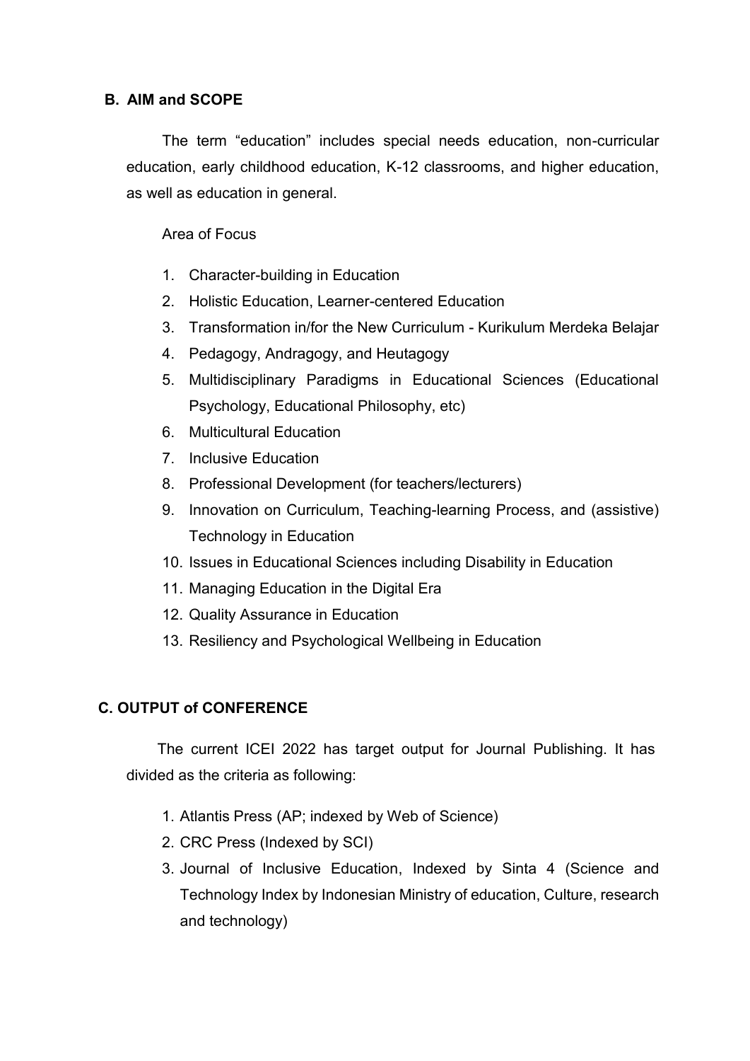## B. AIM and SCOPE

The term "education" includes special needs education, non-curricular education, early childhood education, K-12 classrooms, and higher education, as well as education in general.

Area of Focus

1. Character-building in Education
2. Holistic Education, Learner-centered Education
3. Transformation in/for the New Curriculum - Kurikulum Merdeka Belajar
4. Pedagogy, Andragogy, and Heutagogy
5. Multidisciplinary Paradigms in Educational Sciences (Educational Psychology, Educational Philosophy, etc)
6. Multicultural Education
7. Inclusive Education
8. Professional Development (for teachers/lecturers)
9. Innovation on Curriculum, Teaching-learning Process, and (assistive) Technology in Education
10. Issues in Educational Sciences including Disability in Education
11. Managing Education in the Digital Era
12. Quality Assurance in Education
13. Resiliency and Psychological Wellbeing in Education

## C. OUTPUT of CONFERENCE

The current ICEI 2022 has target output for Journal Publishing. It has divided as the criteria as following:

1. Atlantis Press (AP; indexed by Web of Science)
2. CRC Press (Indexed by SCI)
3. Journal of Inclusive Education, Indexed by Sinta 4 (Science and Technology Index by Indonesian Ministry of education, Culture, research and technology)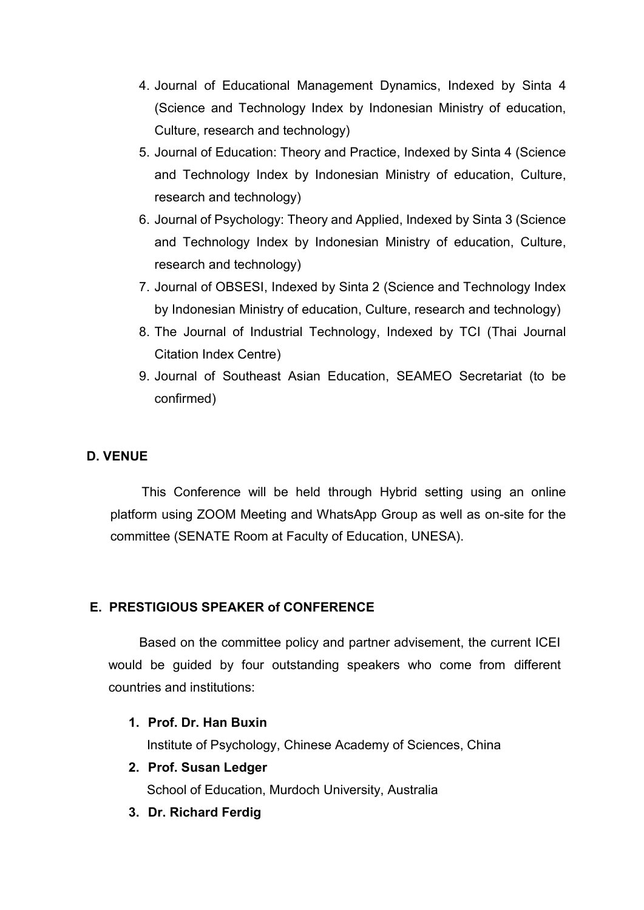4. Journal of Educational Management Dynamics, Indexed by Sinta 4 (Science and Technology Index by Indonesian Ministry of education, Culture, research and technology)
5. Journal of Education: Theory and Practice, Indexed by Sinta 4 (Science and Technology Index by Indonesian Ministry of education, Culture, research and technology)
6. Journal of Psychology: Theory and Applied, Indexed by Sinta 3 (Science and Technology Index by Indonesian Ministry of education, Culture, research and technology)
7. Journal of OBSESI, Indexed by Sinta 2 (Science and Technology Index by Indonesian Ministry of education, Culture, research and technology)
8. The Journal of Industrial Technology, Indexed by TCI (Thai Journal Citation Index Centre)
9. Journal of Southeast Asian Education, SEAMEO Secretariat (to be confirmed)

## D. VENUE

This Conference will be held through Hybrid setting using an online platform using ZOOM Meeting and WhatsApp Group as well as on-site for the committee (SENATE Room at Faculty of Education, UNESA).

## E. PRESTIGIOUS SPEAKER of CONFERENCE

Based on the committee policy and partner advisement, the current ICEI would be guided by four outstanding speakers who come from different countries and institutions:

1. **Prof. Dr. Han Buxin**
   Institute of Psychology, Chinese Academy of Sciences, China
2. **Prof. Susan Ledger**
   School of Education, Murdoch University, Australia
3. **Dr. Richard Ferdig**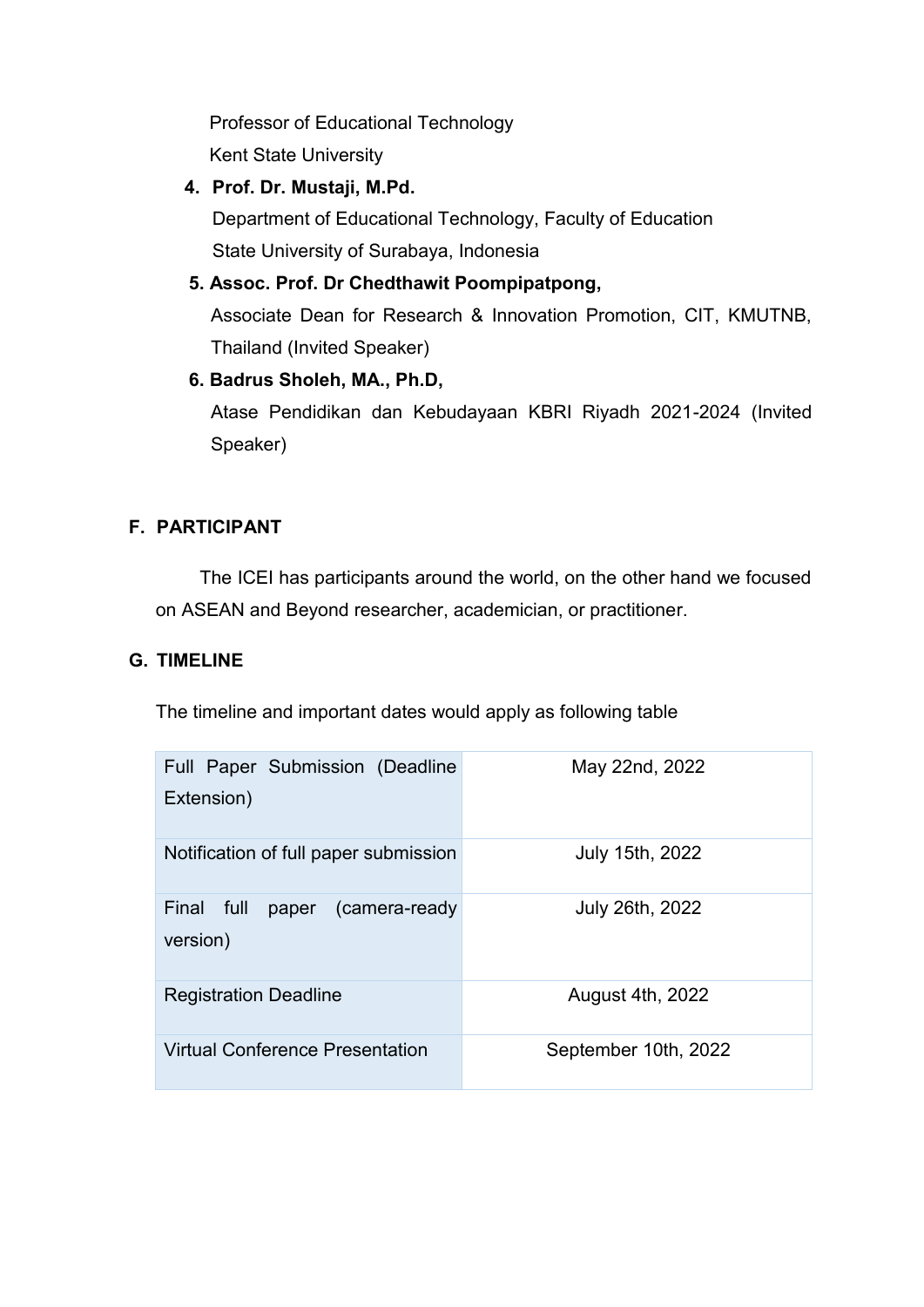Professor of Educational Technology
Kent State University

4. **Prof. Dr. Mustaji, M.Pd.**
   Department of Educational Technology, Faculty of Education
   State University of Surabaya, Indonesia
5. **Assoc. Prof. Dr Chedthawit Poompipatpong,**
   Associate Dean for Research & Innovation Promotion, CIT, KMUTNB, Thailand (Invited Speaker)
6. **Badrus Sholeh, MA., Ph.D,**
   Atase Pendidikan dan Kebudayaan KBRI Riyadh 2021-2024 (Invited Speaker)

## F. PARTICIPANT

The ICEI has participants around the world, on the other hand we focused on ASEAN and Beyond researcher, academician, or practitioner.

## G. TIMELINE

The timeline and important dates would apply as following table

| | |
|---|---|
| Full Paper Submission (Deadline Extension) | May 22nd, 2022 |
| Notification of full paper submission | July 15th, 2022 |
| Final full paper (camera-ready version) | July 26th, 2022 |
| Registration Deadline | August 4th, 2022 |
| Virtual Conference Presentation | September 10th, 2022 |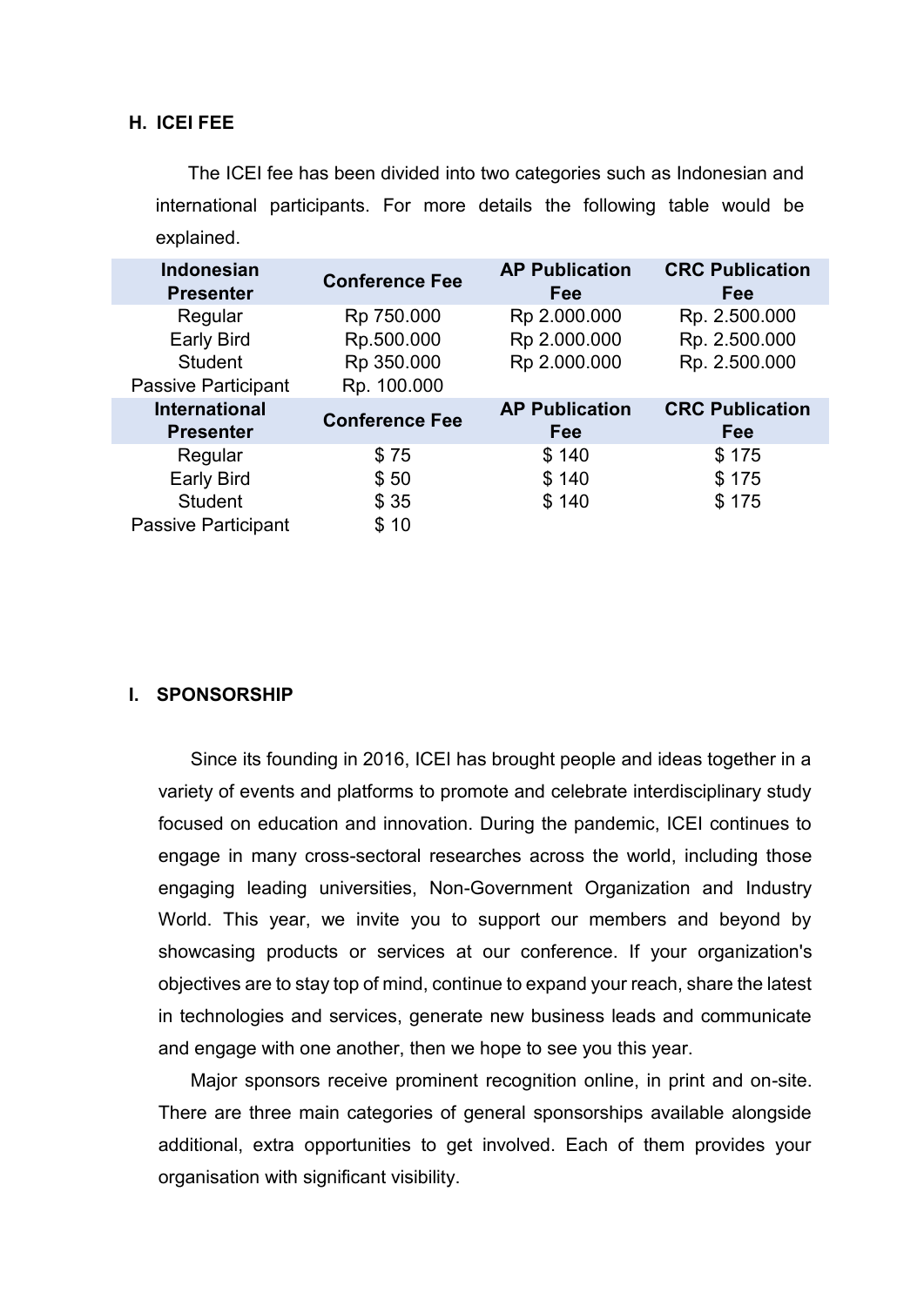## H. ICEI FEE

The ICEI fee has been divided into two categories such as Indonesian and international participants. For more details the following table would be explained.

| Indonesian Presenter | Conference Fee | AP Publication Fee | CRC Publication Fee |
|---|---|---|---|
| Regular | Rp 750.000 | Rp 2.000.000 | Rp. 2.500.000 |
| Early Bird | Rp.500.000 | Rp 2.000.000 | Rp. 2.500.000 |
| Student | Rp 350.000 | Rp 2.000.000 | Rp. 2.500.000 |
| Passive Participant | Rp. 100.000 | | |
| **International Presenter** | **Conference Fee** | **AP Publication Fee** | **CRC Publication Fee** |
| Regular | $ 75 | $ 140 | $ 175 |
| Early Bird | $ 50 | $ 140 | $ 175 |
| Student | $ 35 | $ 140 | $ 175 |
| Passive Participant | $ 10 | | |

## I. SPONSORSHIP

Since its founding in 2016, ICEI has brought people and ideas together in a variety of events and platforms to promote and celebrate interdisciplinary study focused on education and innovation. During the pandemic, ICEI continues to engage in many cross-sectoral researches across the world, including those engaging leading universities, Non-Government Organization and Industry World. This year, we invite you to support our members and beyond by showcasing products or services at our conference. If your organization's objectives are to stay top of mind, continue to expand your reach, share the latest in technologies and services, generate new business leads and communicate and engage with one another, then we hope to see you this year.

Major sponsors receive prominent recognition online, in print and on-site. There are three main categories of general sponsorships available alongside additional, extra opportunities to get involved. Each of them provides your organisation with significant visibility.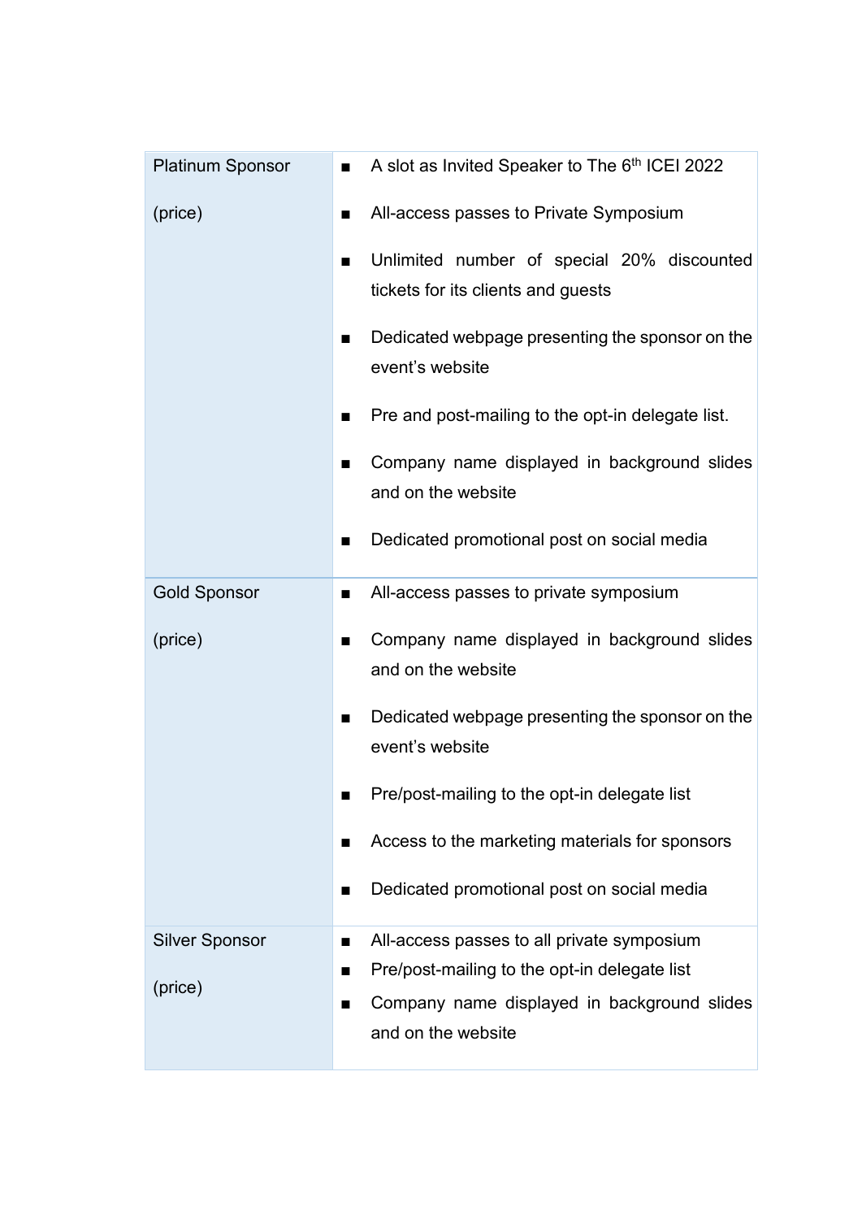| Platinum Sponsor<br><br>(price) | ■ A slot as Invited Speaker to The 6th ICEI 2022<br>■ All-access passes to Private Symposium<br>■ Unlimited number of special 20% discounted tickets for its clients and guests<br>■ Dedicated webpage presenting the sponsor on the event's website<br>■ Pre and post-mailing to the opt-in delegate list.<br>■ Company name displayed in background slides and on the website<br>■ Dedicated promotional post on social media |
|---|---|
| Gold Sponsor<br><br>(price) | ■ All-access passes to private symposium<br>■ Company name displayed in background slides and on the website<br>■ Dedicated webpage presenting the sponsor on the event's website<br>■ Pre/post-mailing to the opt-in delegate list<br>■ Access to the marketing materials for sponsors<br>■ Dedicated promotional post on social media |
| Silver Sponsor<br><br>(price) | ■ All-access passes to all private symposium<br>■ Pre/post-mailing to the opt-in delegate list<br>■ Company name displayed in background slides and on the website |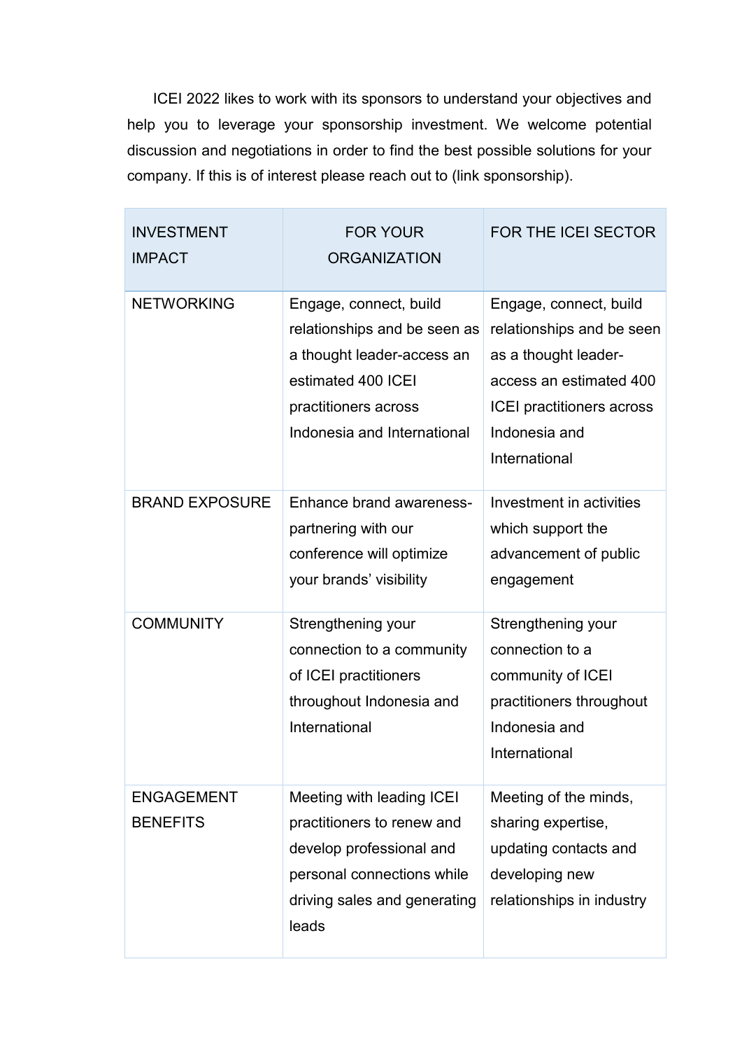ICEI 2022 likes to work with its sponsors to understand your objectives and help you to leverage your sponsorship investment. We welcome potential discussion and negotiations in order to find the best possible solutions for your company. If this is of interest please reach out to (link sponsorship).

| INVESTMENT IMPACT | FOR YOUR ORGANIZATION | FOR THE ICEI SECTOR |
| --- | --- | --- |
| NETWORKING | Engage, connect, build relationships and be seen as a thought leader-access an estimated 400 ICEI practitioners across Indonesia and International | Engage, connect, build relationships and be seen as a thought leader-access an estimated 400 ICEI practitioners across Indonesia and International |
| BRAND EXPOSURE | Enhance brand awareness-partnering with our conference will optimize your brands' visibility | Investment in activities which support the advancement of public engagement |
| COMMUNITY | Strengthening your connection to a community of ICEI practitioners throughout Indonesia and International | Strengthening your connection to a community of ICEI practitioners throughout Indonesia and International |
| ENGAGEMENT BENEFITS | Meeting with leading ICEI practitioners to renew and develop professional and personal connections while driving sales and generating leads | Meeting of the minds, sharing expertise, updating contacts and developing new relationships in industry |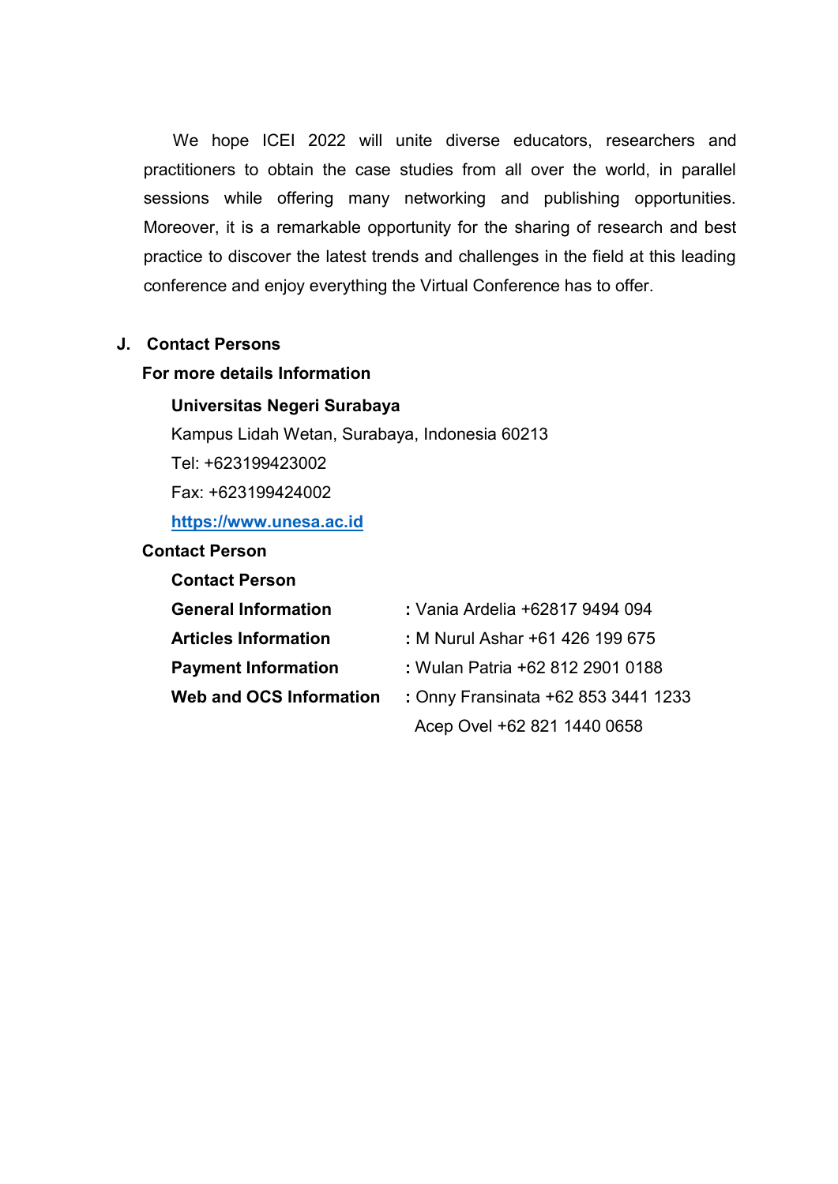We hope ICEI 2022 will unite diverse educators, researchers and practitioners to obtain the case studies from all over the world, in parallel sessions while offering many networking and publishing opportunities. Moreover, it is a remarkable opportunity for the sharing of research and best practice to discover the latest trends and challenges in the field at this leading conference and enjoy everything the Virtual Conference has to offer.

## J. Contact Persons

**For more details Information**

**Universitas Negeri Surabaya**
Kampus Lidah Wetan, Surabaya, Indonesia 60213
Tel: +623199423002
Fax: +623199424002
https://www.unesa.ac.id

**Contact Person**

| | |
|---|---|
| **Contact Person** | |
| **General Information** | **:** Vania Ardelia +62817 9494 094 |
| **Articles Information** | **:** M Nurul Ashar +61 426 199 675 |
| **Payment Information** | **:** Wulan Patria +62 812 2901 0188 |
| **Web and OCS Information** | **:** Onny Fransinata +62 853 3441 1233 |
| | Acep Ovel +62 821 1440 0658 |